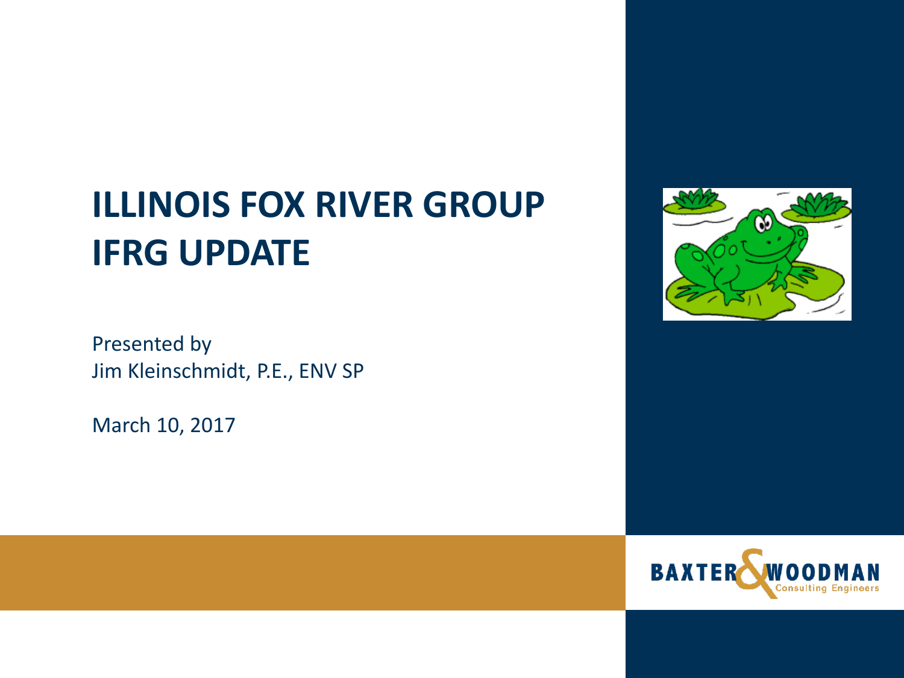# ILLINOIS FOX RIVER GROUP
# IFRG UPDATE

Presented by
Jim Kleinschmidt, P.E., ENV SP

March 10, 2017

BAXTER & WOODMAN
Consulting Engineers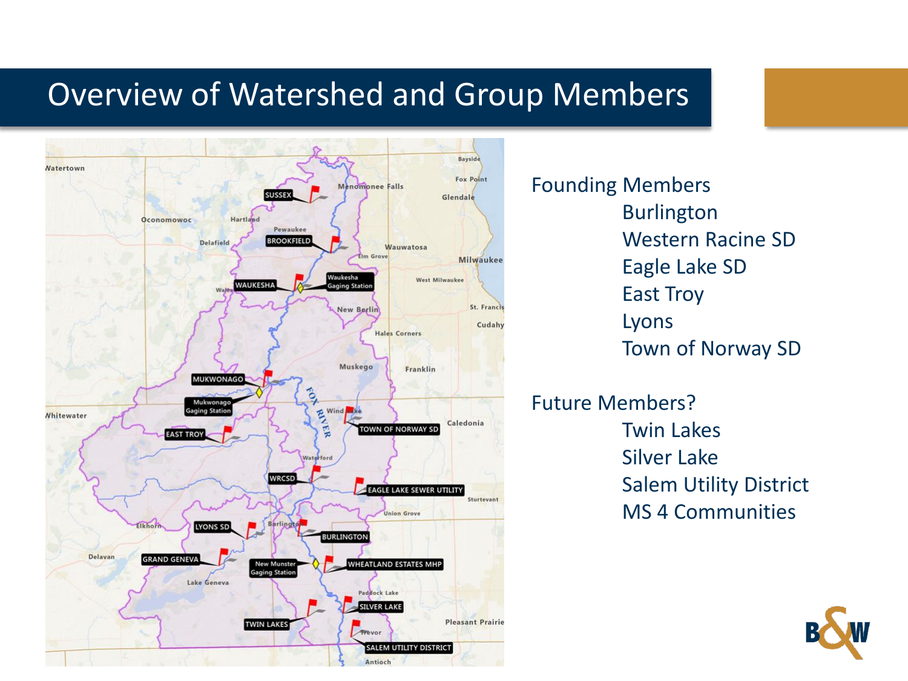# Overview of Watershed and Group Members

Founding Members

- Burlington
- Western Racine SD
- Eagle Lake SD
- East Troy
- Lyons
- Town of Norway SD

Future Members?

- Twin Lakes
- Silver Lake
- Salem Utility District
- MS 4 Communities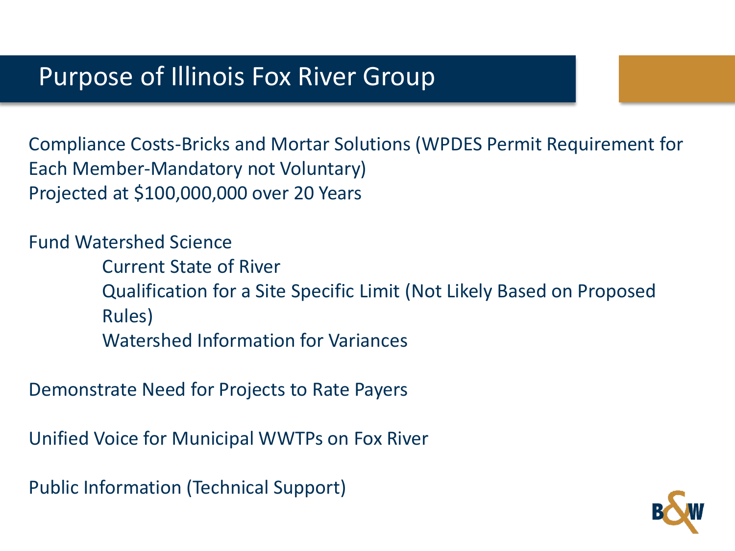# Purpose of Illinois Fox River Group

Compliance Costs-Bricks and Mortar Solutions (WPDES Permit Requirement for Each Member-Mandatory not Voluntary)
Projected at $100,000,000 over 20 Years

Fund Watershed Science

- Current State of River
- Qualification for a Site Specific Limit (Not Likely Based on Proposed Rules)
- Watershed Information for Variances

Demonstrate Need for Projects to Rate Payers

Unified Voice for Municipal WWTPs on Fox River

Public Information (Technical Support)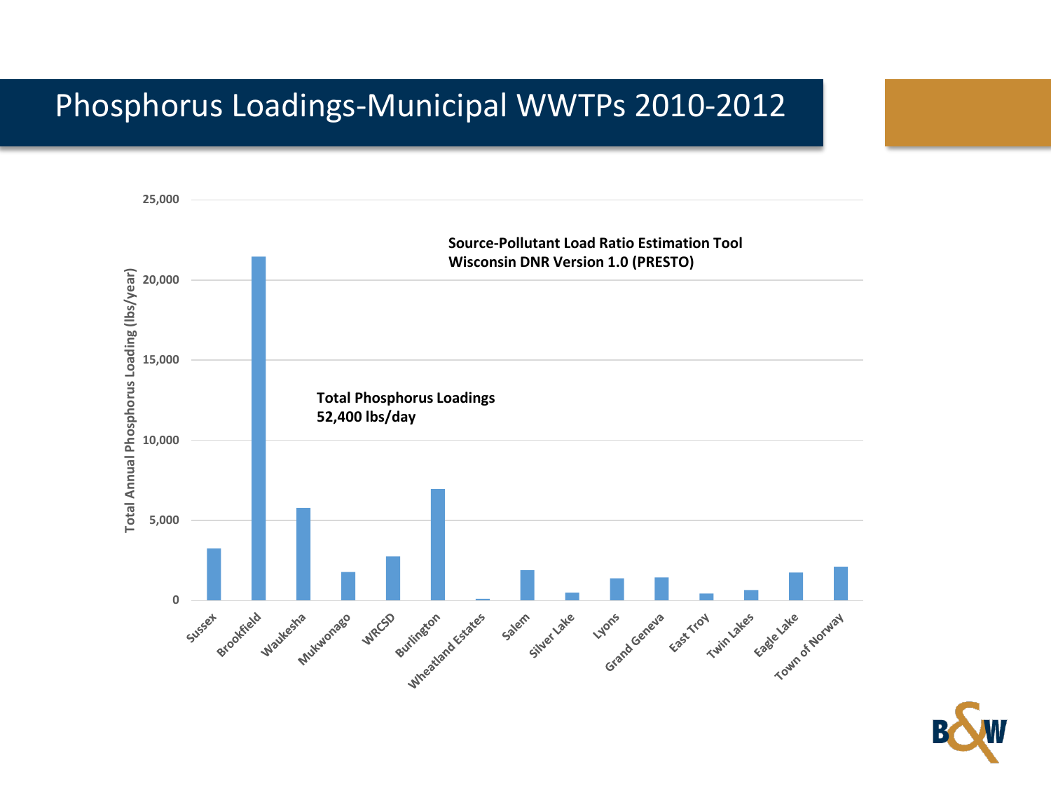# Phosphorus Loadings-Municipal WWTPs 2010-2012

Source-Pollutant Load Ratio Estimation Tool
Wisconsin DNR Version 1.0 (PRESTO)

Total Phosphorus Loadings
52,400 lbs/day

Total Annual Phosphorus Loading (lbs/year)

25,000
20,000
15,000
10,000
5,000
0

Sussex, Brookfield, Waukesha, Mukwonago, WRCSD, Burlington, Wheatland Estates, Salem, Silver Lake, Lyons, Grand Geneva, East Troy, Twin Lakes, Eagle Lake, Town of Norway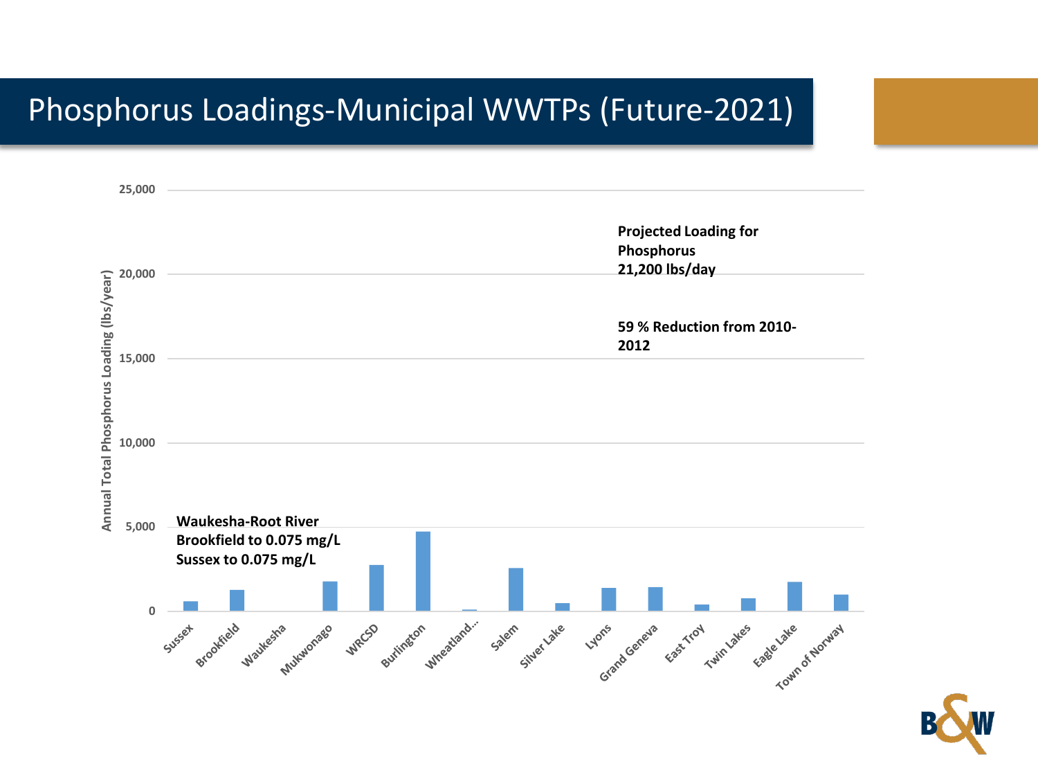# Phosphorus Loadings-Municipal WWTPs (Future-2021)

**Projected Loading for Phosphorus**
**21,200 lbs/day**

**59 % Reduction from 2010-2012**

**Waukesha-Root River**
**Brookfield to 0.075 mg/L**
**Sussex to 0.075 mg/L**

Annual Total Phosphorus Loading (lbs/year)

25,000
20,000
15,000
10,000
5,000
0

Sussex, Brookfield, Waukesha, Mukwonago, WRCSD, Burlington, Wheatland..., Salem, Silver Lake, Lyons, Grand Geneva, East Troy, Twin Lakes, Eagle Lake, Town of Norway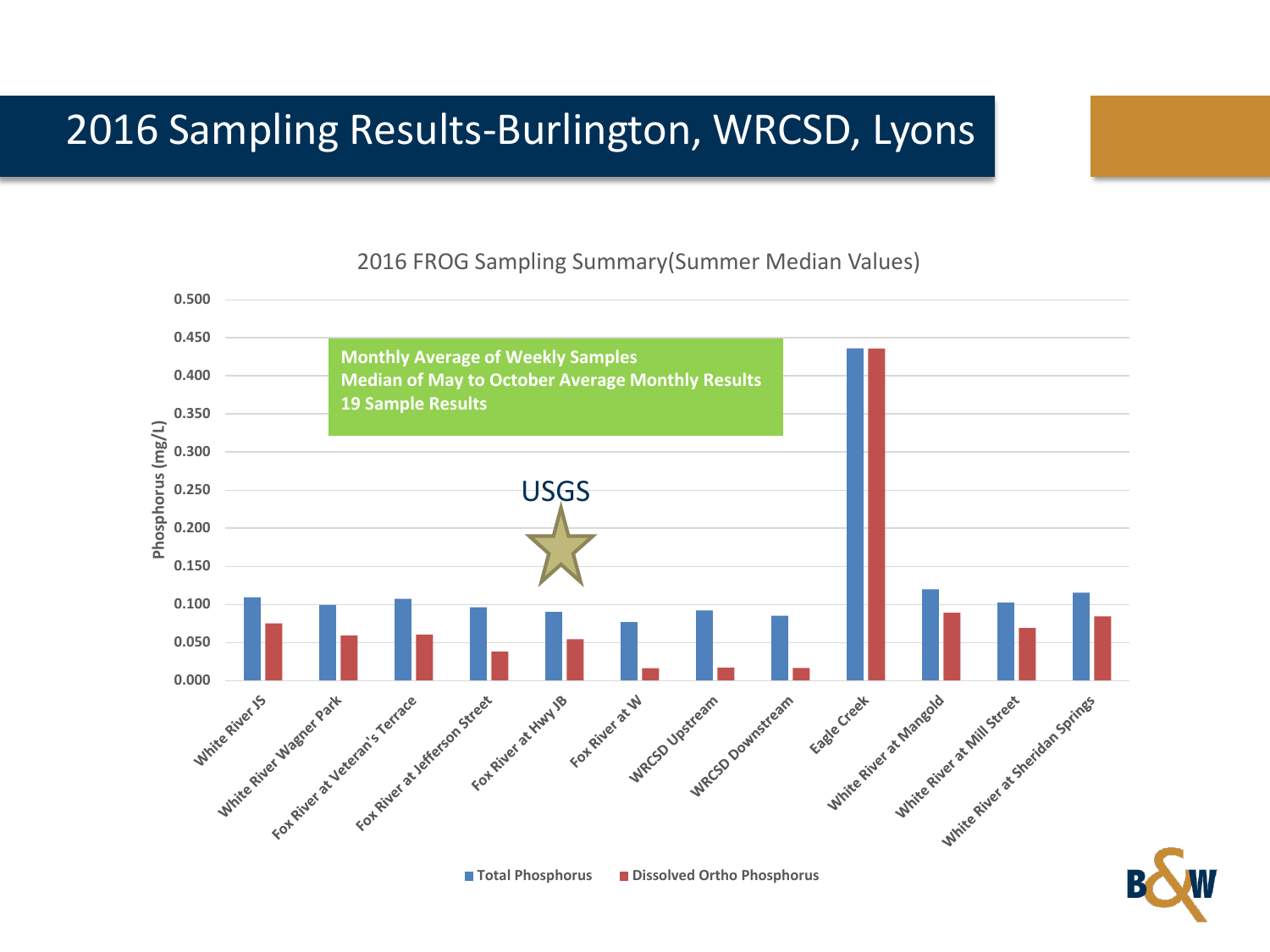# 2016 Sampling Results-Burlington, WRCSD, Lyons

2016 FROG Sampling Summary(Summer Median Values)

**Monthly Average of Weekly Samples**
**Median of May to October Average Monthly Results**
**19 Sample Results**

USGS

Phosphorus (mg/L)

0.500, 0.450, 0.400, 0.350, 0.300, 0.250, 0.200, 0.150, 0.100, 0.050, 0.000

White River JS, White River Wagner Park, Fox River at Veteran's Terrace, Fox River at Jefferson Street, Fox River at Hwy JB, Fox River at W, WRCSD Upstream, WRCSD Downstream, Eagle Creek, White River at Mangold, White River at Mill Street, White River at Sheridan Springs

Total Phosphorus | Dissolved Ortho Phosphorus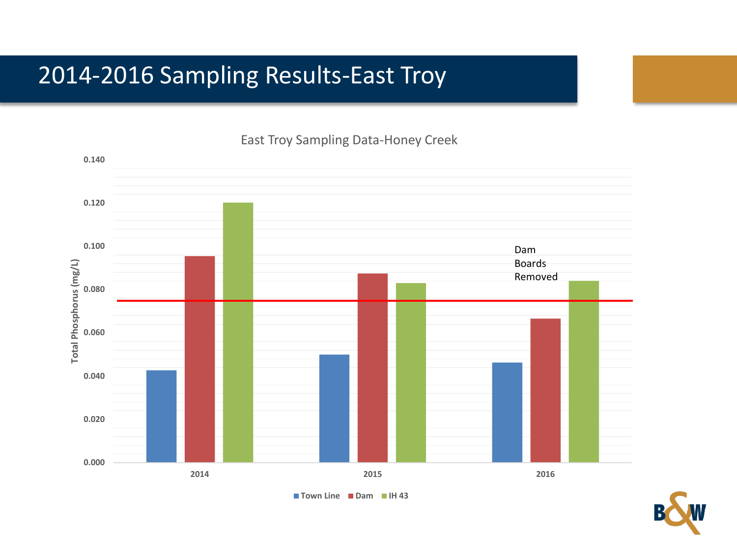# 2014-2016 Sampling Results-East Troy

East Troy Sampling Data-Honey Creek

Total Phosphorus (mg/L)

0.140
0.120
0.100
0.080
0.060
0.040
0.020
0.000

2014 2015 2016

Dam Boards Removed

Town Line Dam IH 43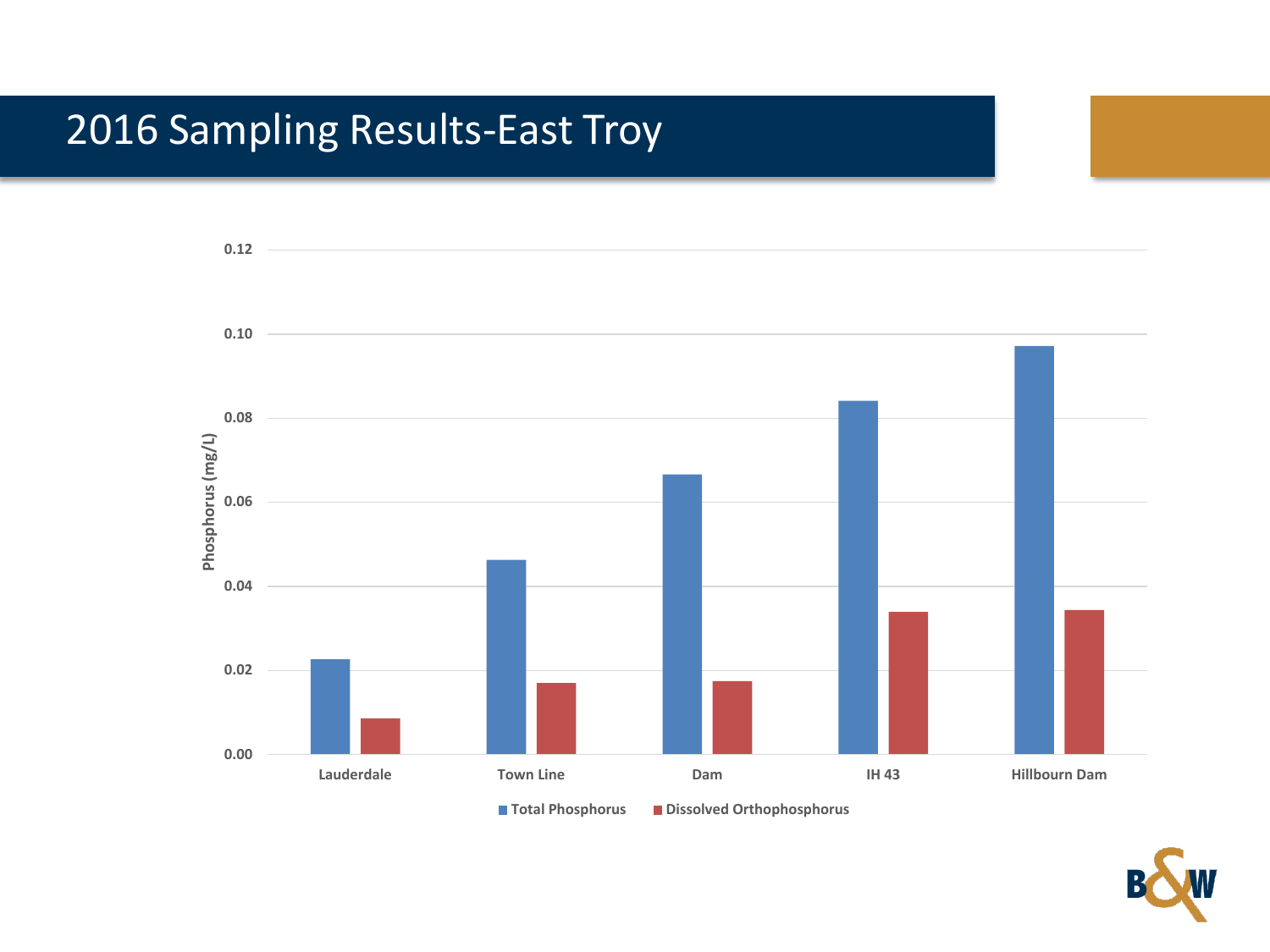# 2016 Sampling Results-East Troy

Phosphorus (mg/L)

0.12
0.10
0.08
0.06
0.04
0.02
0.00

Lauderdale | Town Line | Dam | IH 43 | Hillbourn Dam

Total Phosphorus | Dissolved Orthophosphorus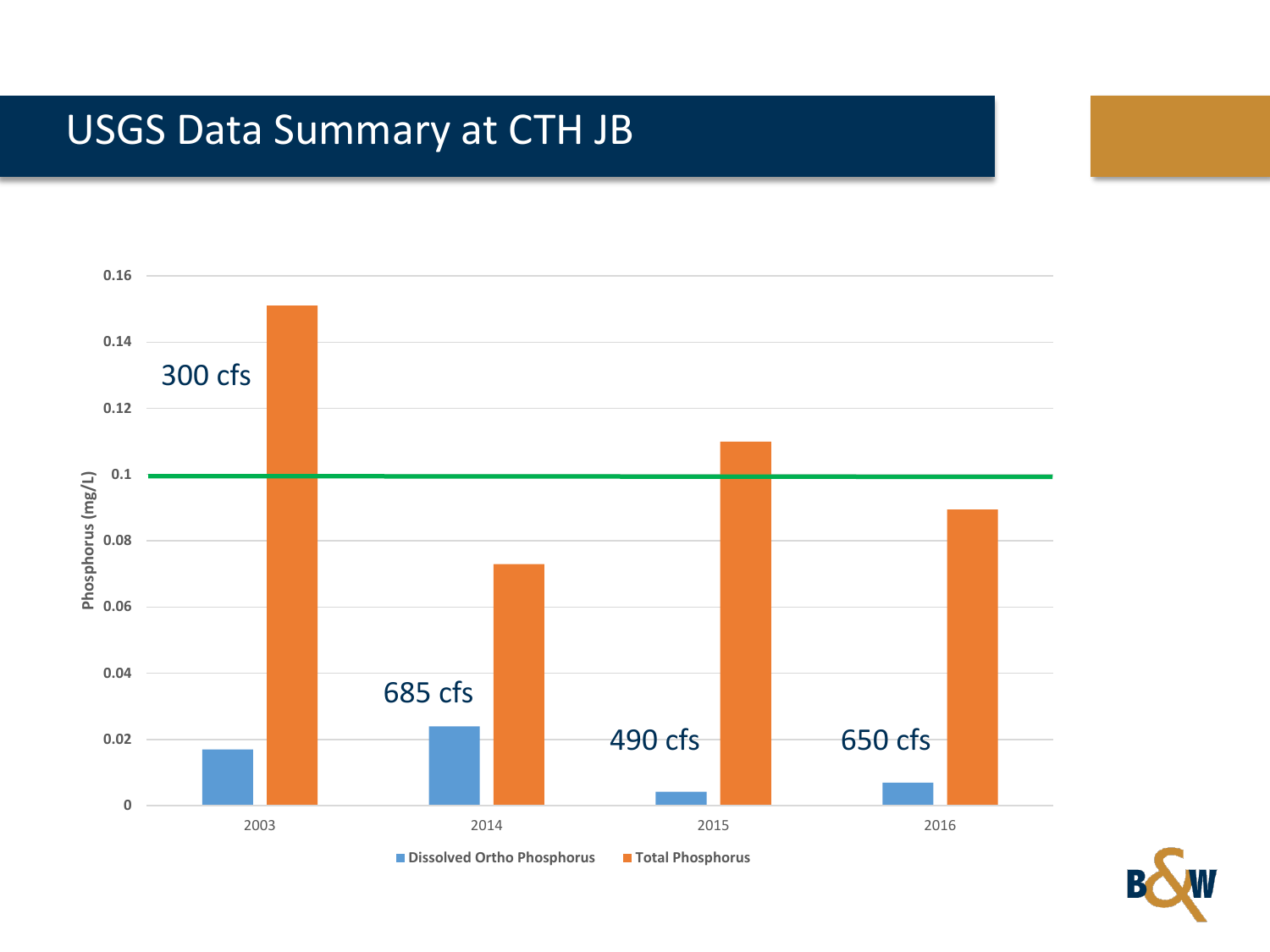# USGS Data Summary at CTH JB

| Year | Flow | Dissolved Ortho Phosphorus (mg/L) | Total Phosphorus (mg/L) |
|---|---|---|---|
| 2003 | 300 cfs | ~0.017 | ~0.151 |
| 2014 | 685 cfs | ~0.024 | ~0.073 |
| 2015 | 490 cfs | ~0.004 | ~0.110 |
| 2016 | 650 cfs | ~0.007 | ~0.090 |

Phosphorus (mg/L)

■ Dissolved Ortho Phosphorus ■ Total Phosphorus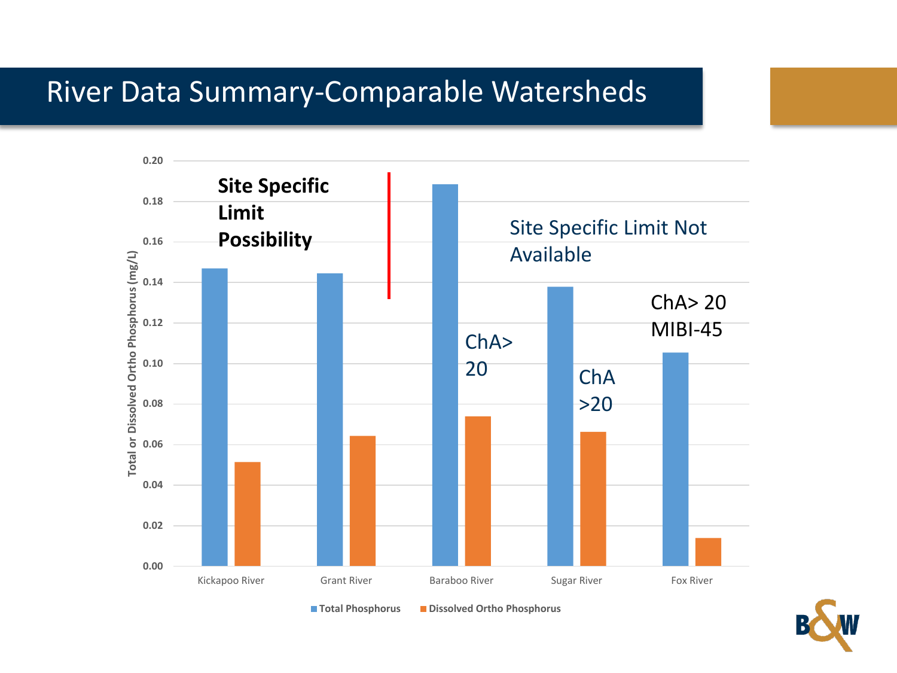# River Data Summary-Comparable Watersheds

**Site Specific Limit Possibility**

Site Specific Limit Not Available

| River | Total Phosphorus (mg/L) | Dissolved Ortho Phosphorus (mg/L) | Notes |
| --- | --- | --- | --- |
| Kickapoo River | 0.147 | 0.051 | |
| Grant River | 0.145 | 0.064 | |
| Baraboo River | 0.188 | 0.074 | ChA> 20 |
| Sugar River | 0.138 | 0.066 | ChA >20 |
| Fox River | 0.105 | 0.014 | ChA> 20 MIBI-45 |

Y-axis: Total or Dissolved Ortho Phosphorus (mg/L)

Legend: Total Phosphorus; Dissolved Ortho Phosphorus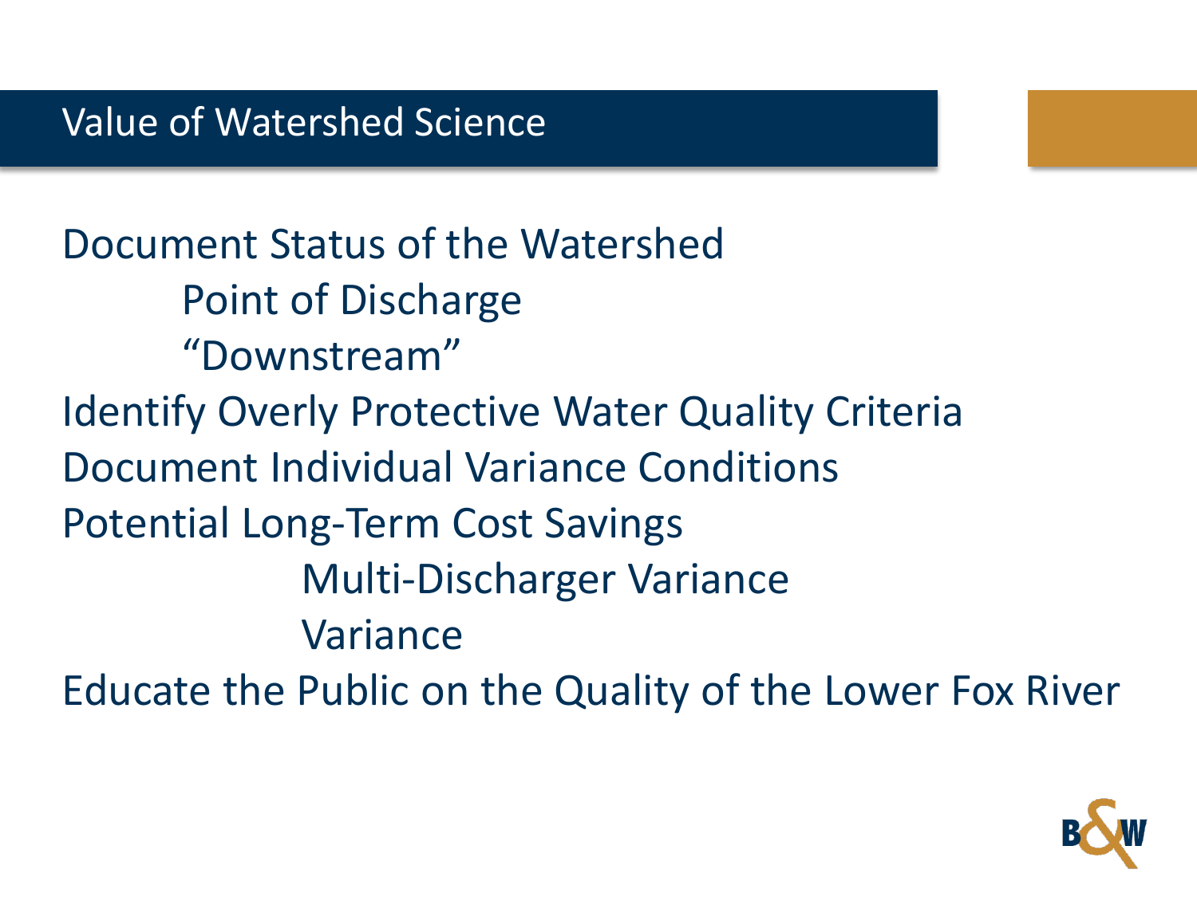# Value of Watershed Science

- Document Status of the Watershed
  - Point of Discharge
  - “Downstream”
- Identify Overly Protective Water Quality Criteria
- Document Individual Variance Conditions
- Potential Long-Term Cost Savings
  - Multi-Discharger Variance
  - Variance
- Educate the Public on the Quality of the Lower Fox River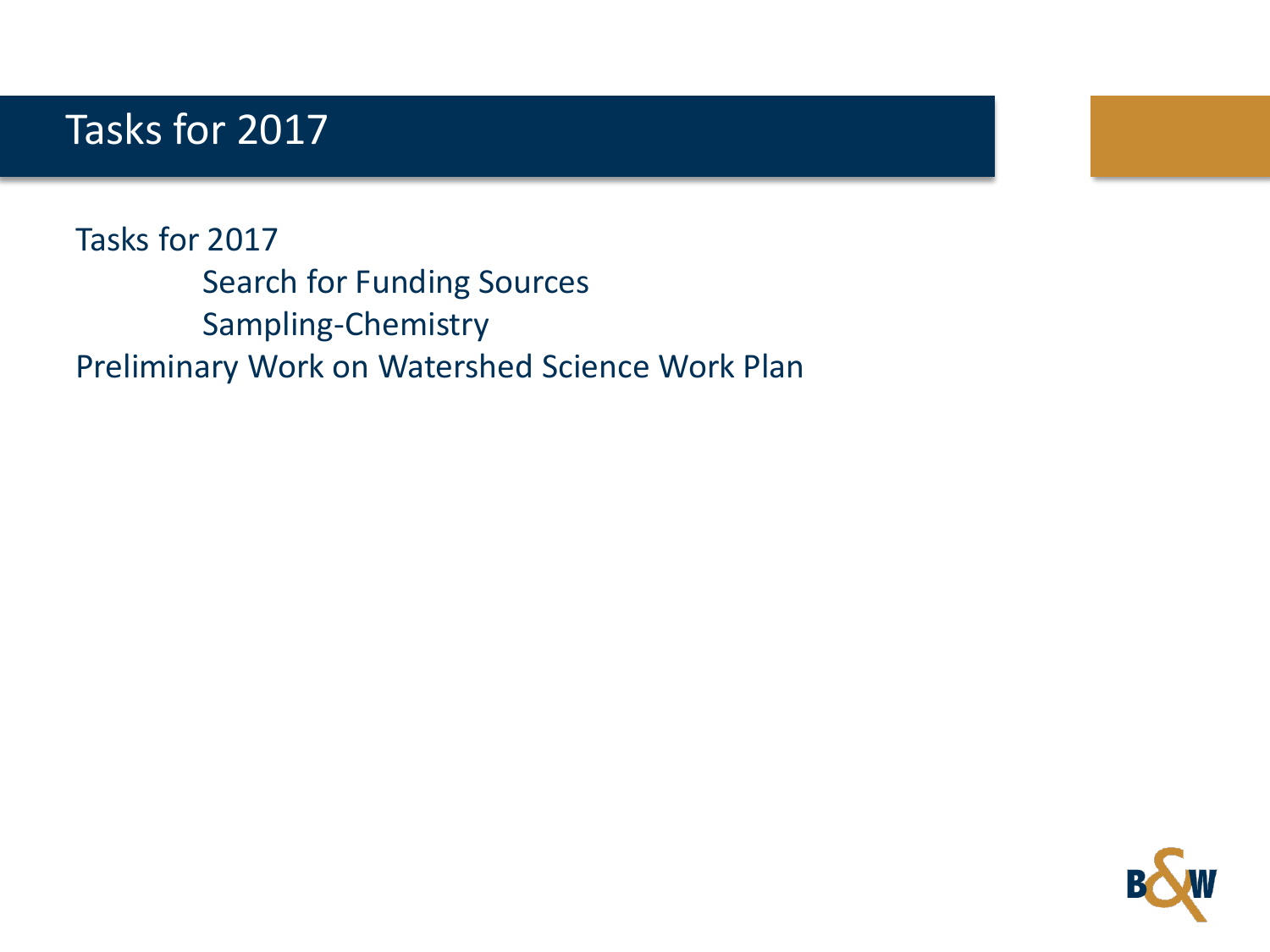# Tasks for 2017

Tasks for 2017

- Search for Funding Sources
- Sampling-Chemistry

Preliminary Work on Watershed Science Work Plan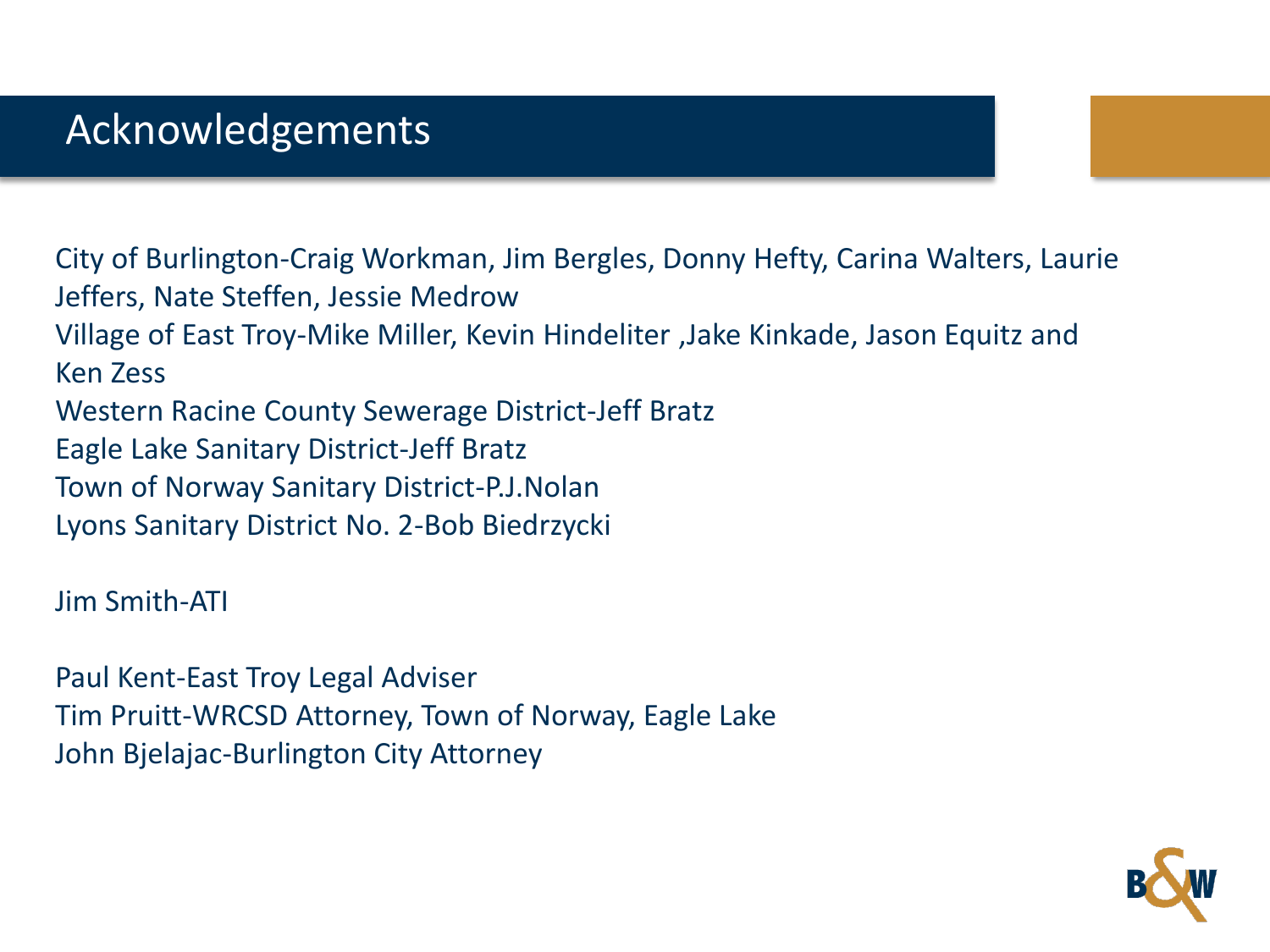# Acknowledgements

City of Burlington-Craig Workman, Jim Bergles, Donny Hefty, Carina Walters, Laurie Jeffers, Nate Steffen, Jessie Medrow
Village of East Troy-Mike Miller, Kevin Hindeliter ,Jake Kinkade, Jason Equitz and Ken Zess
Western Racine County Sewerage District-Jeff Bratz
Eagle Lake Sanitary District-Jeff Bratz
Town of Norway Sanitary District-P.J.Nolan
Lyons Sanitary District No. 2-Bob Biedrzycki

Jim Smith-ATI

Paul Kent-East Troy Legal Adviser
Tim Pruitt-WRCSD Attorney, Town of Norway, Eagle Lake
John Bjelajac-Burlington City Attorney